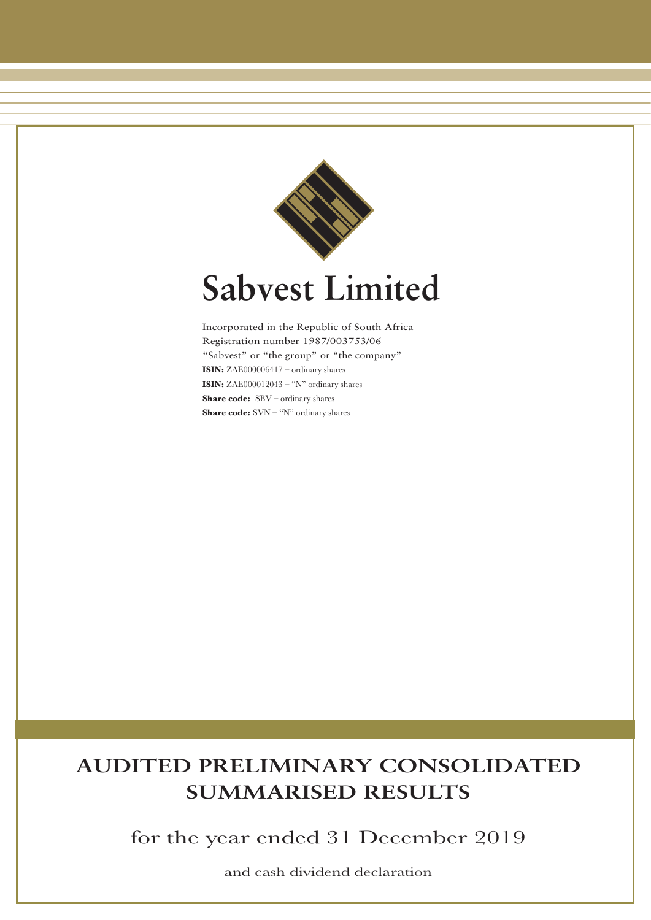# Sabvest Limited

Incorporated in the Republic of South Africa
Registration number 1987/003753/06
"Sabvest" or "the group" or "the company"
**ISIN:** ZAE000006417 – ordinary shares
**ISIN:** ZAE000012043 – "N" ordinary shares
**Share code:** SBV – ordinary shares
**Share code:** SVN – "N" ordinary shares

# AUDITED PRELIMINARY CONSOLIDATED SUMMARISED RESULTS

## for the year ended 31 December 2019

and cash dividend declaration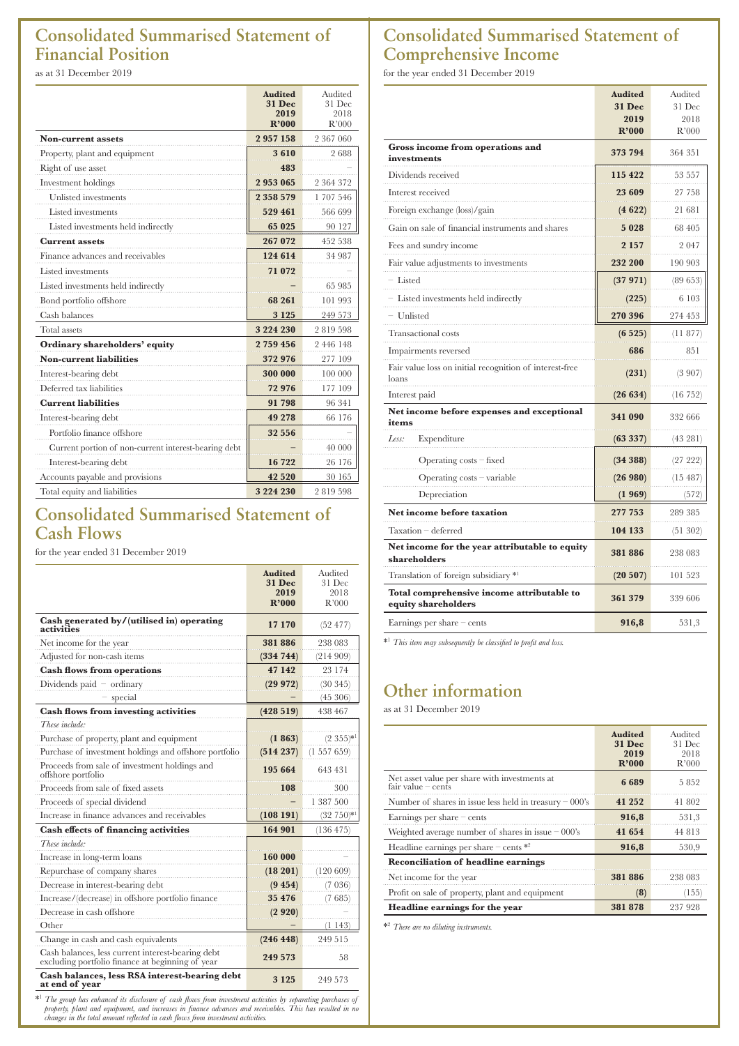# Consolidated Summarised Statement of Financial Position

as at 31 December 2019

| | Audited 31 Dec 2019 R'000 | Audited 31 Dec 2018 R'000 |
|---|---|---|
| **Non-current assets** | **2 957 158** | 2 367 060 |
| Property, plant and equipment | **3 610** | 2 688 |
| Right of use asset | **483** | – |
| Investment holdings | **2 953 065** | 2 364 372 |
| Unlisted investments | **2 358 579** | 1 707 546 |
| Listed investments | **529 461** | 566 699 |
| Listed investments held indirectly | **65 025** | 90 127 |
| **Current assets** | **267 072** | 452 538 |
| Finance advances and receivables | **124 614** | 34 987 |
| Listed investments | **71 072** | – |
| Listed investments held indirectly | **–** | 65 985 |
| Bond portfolio offshore | **68 261** | 101 993 |
| Cash balances | **3 125** | 249 573 |
| Total assets | **3 224 230** | 2 819 598 |
| **Ordinary shareholders' equity** | **2 759 456** | 2 446 148 |
| **Non-current liabilities** | **372 976** | 277 109 |
| Interest-bearing debt | **300 000** | 100 000 |
| Deferred tax liabilities | **72 976** | 177 109 |
| **Current liabilities** | **91 798** | 96 341 |
| Interest-bearing debt | **49 278** | 66 176 |
| Portfolio finance offshore | **32 556** | – |
| Current portion of non-current interest-bearing debt | **–** | 40 000 |
| Interest-bearing debt | **16 722** | 26 176 |
| Accounts payable and provisions | **42 520** | 30 165 |
| Total equity and liabilities | **3 224 230** | 2 819 598 |

# Consolidated Summarised Statement of Cash Flows

for the year ended 31 December 2019

| | Audited 31 Dec 2019 R'000 | Audited 31 Dec 2018 R'000 |
|---|---|---|
| **Cash generated by/(utilised in) operating activities** | **17 170** | (52 477) |
| Net income for the year | **381 886** | 238 083 |
| Adjusted for non-cash items | **(334 744)** | (214 909) |
| **Cash flows from operations** | **47 142** | 23 174 |
| Dividends paid – ordinary | **(29 972)** | (30 345) |
| – special | **–** | (45 306) |
| **Cash flows from investing activities** | **(428 519)** | 438 467 |
| *These include:* | | |
| Purchase of property, plant and equipment | **(1 863)** | (2 355)*[1] |
| Purchase of investment holdings and offshore portfolio | **(514 237)** | (1 557 659) |
| Proceeds from sale of investment holdings and offshore portfolio | **195 664** | 643 431 |
| Proceeds from sale of fixed assets | **108** | 300 |
| Proceeds of special dividend | **–** | 1 387 500 |
| Increase in finance advances and receivables | **(108 191)** | (32 750)*[1] |
| **Cash effects of financing activities** | **164 901** | (136 475) |
| *These include:* | | |
| Increase in long-term loans | **160 000** | – |
| Repurchase of company shares | **(18 201)** | (120 609) |
| Decrease in interest-bearing debt | **(9 454)** | (7 036) |
| Increase/(decrease) in offshore portfolio finance | **35 476** | (7 685) |
| Decrease in cash offshore | **(2 920)** | – |
| Other | **–** | (1 143) |
| Change in cash and cash equivalents | **(246 448)** | 249 515 |
| Cash balances, less current interest-bearing debt excluding portfolio finance at beginning of year | **249 573** | 58 |
| **Cash balances, less RSA interest-bearing debt at end of year** | **3 125** | 249 573 |

*[1] *The group has enhanced its disclosure of cash flows from investment activities by separating purchases of property, plant and equipment, and increases in finance advances and receivables. This has resulted in no changes in the total amount reflected in cash flows from investment activities.*

# Consolidated Summarised Statement of Comprehensive Income

for the year ended 31 December 2019

| | Audited 31 Dec 2019 R'000 | Audited 31 Dec 2018 R'000 |
|---|---|---|
| **Gross income from operations and investments** | **373 794** | 364 351 |
| Dividends received | **115 422** | 53 557 |
| Interest received | **23 609** | 27 758 |
| Foreign exchange (loss)/gain | **(4 622)** | 21 681 |
| Gain on sale of financial instruments and shares | **5 028** | 68 405 |
| Fees and sundry income | **2 157** | 2 047 |
| Fair value adjustments to investments | **232 200** | 190 903 |
| – Listed | **(37 971)** | (89 653) |
| – Listed investments held indirectly | **(225)** | 6 103 |
| – Unlisted | **270 396** | 274 453 |
| Transactional costs | **(6 525)** | (11 877) |
| Impairments reversed | **686** | 851 |
| Fair value loss on initial recognition of interest-free loans | **(231)** | (3 907) |
| Interest paid | **(26 634)** | (16 752) |
| **Net income before expenses and exceptional items** | **341 090** | 332 666 |
| *Less:* Expenditure | **(63 337)** | (43 281) |
| Operating costs – fixed | **(34 388)** | (27 222) |
| Operating costs – variable | **(26 980)** | (15 487) |
| Depreciation | **(1 969)** | (572) |
| **Net income before taxation** | **277 753** | 289 385 |
| Taxation – deferred | **104 133** | (51 302) |
| **Net income for the year attributable to equity shareholders** | **381 886** | 238 083 |
| Translation of foreign subsidiary *[1] | **(20 507)** | 101 523 |
| **Total comprehensive income attributable to equity shareholders** | **361 379** | 339 606 |
| Earnings per share – cents | **916,8** | 531,3 |

*[1] *This item may subsequently be classified to profit and loss.*

# Other information

as at 31 December 2019

| | Audited 31 Dec 2019 R'000 | Audited 31 Dec 2018 R'000 |
|---|---|---|
| Net asset value per share with investments at fair value – cents | **6 689** | 5 852 |
| Number of shares in issue less held in treasury – 000's | **41 252** | 41 802 |
| Earnings per share – cents | **916,8** | 531,3 |
| Weighted average number of shares in issue – 000's | **41 654** | 44 813 |
| Headline earnings per share – cents *[2] | **916,8** | 530,9 |
| **Reconciliation of headline earnings** | | |
| Net income for the year | **381 886** | 238 083 |
| Profit on sale of property, plant and equipment | **(8)** | (155) |
| **Headline earnings for the year** | **381 878** | 237 928 |

*[2] *There are no diluting instruments.*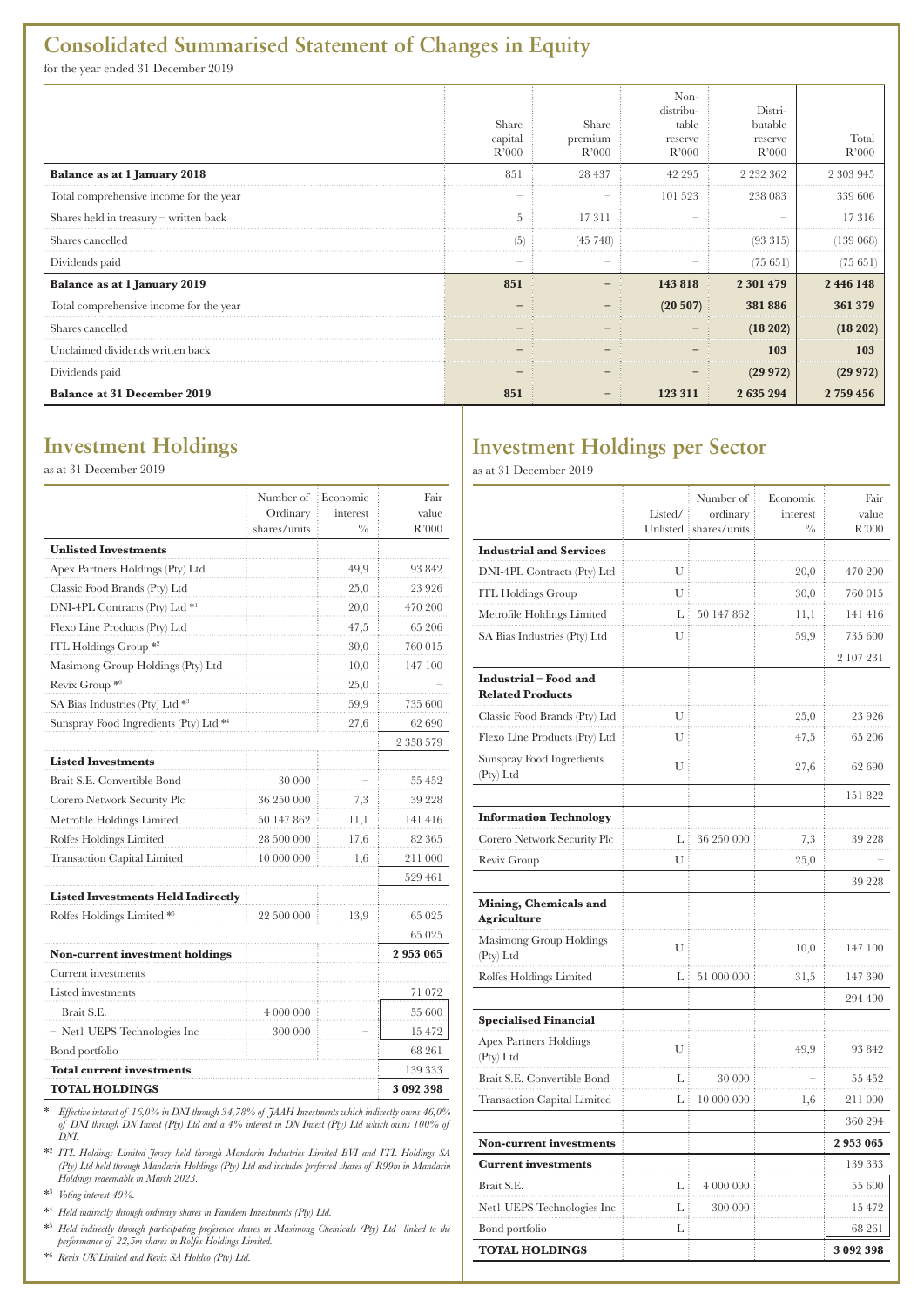## Consolidated Summarised Statement of Changes in Equity

for the year ended 31 December 2019

| | Share capital R'000 | Share premium R'000 | Non-distributable reserve R'000 | Distributable reserve R'000 | Total R'000 |
|---|---|---|---|---|---|
| **Balance as at 1 January 2018** | 851 | 28 437 | 42 295 | 2 232 362 | 2 303 945 |
| Total comprehensive income for the year | – | – | 101 523 | 238 083 | 339 606 |
| Shares held in treasury – written back | 5 | 17 311 | – | – | 17 316 |
| Shares cancelled | (5) | (45 748) | – | (93 315) | (139 068) |
| Dividends paid | – | – | – | (75 651) | (75 651) |
| **Balance as at 1 January 2019** | **851** | **–** | **143 818** | **2 301 479** | **2 446 148** |
| Total comprehensive income for the year | **–** | **–** | **(20 507)** | **381 886** | **361 379** |
| Shares cancelled | **–** | **–** | **–** | **(18 202)** | **(18 202)** |
| Unclaimed dividends written back | **–** | **–** | **–** | **103** | **103** |
| Dividends paid | **–** | **–** | **–** | **(29 972)** | **(29 972)** |
| **Balance at 31 December 2019** | **851** | **–** | **123 311** | **2 635 294** | **2 759 456** |

## Investment Holdings

as at 31 December 2019

| | Number of Ordinary shares/units | Economic interest % | Fair value R'000 |
|---|---|---|---|
| **Unlisted Investments** | | | |
| Apex Partners Holdings (Pty) Ltd | | 49,9 | 93 842 |
| Classic Food Brands (Pty) Ltd | | 25,0 | 23 926 |
| DNI-4PL Contracts (Pty) Ltd *[1] | | 20,0 | 470 200 |
| Flexo Line Products (Pty) Ltd | | 47,5 | 65 206 |
| ITL Holdings Group *[2] | | 30,0 | 760 015 |
| Masimong Group Holdings (Pty) Ltd | | 10,0 | 147 100 |
| Revix Group *[6] | | 25,0 | – |
| SA Bias Industries (Pty) Ltd *[3] | | 59,9 | 735 600 |
| Sunspray Food Ingredients (Pty) Ltd *[4] | | 27,6 | 62 690 |
| | | | 2 358 579 |
| **Listed Investments** | | | |
| Brait S.E. Convertible Bond | 30 000 | – | 55 452 |
| Corero Network Security Plc | 36 250 000 | 7,3 | 39 228 |
| Metrofile Holdings Limited | 50 147 862 | 11,1 | 141 416 |
| Rolfes Holdings Limited | 28 500 000 | 17,6 | 82 365 |
| Transaction Capital Limited | 10 000 000 | 1,6 | 211 000 |
| | | | 529 461 |
| **Listed Investments Held Indirectly** | | | |
| Rolfes Holdings Limited *[5] | 22 500 000 | 13,9 | 65 025 |
| | | | 65 025 |
| **Non-current investment holdings** | | | **2 953 065** |
| Current investments | | | |
| Listed investments | | | 71 072 |
| – Brait S.E. | 4 000 000 | – | 55 600 |
| – Net1 UEPS Technologies Inc | 300 000 | – | 15 472 |
| Bond portfolio | | | 68 261 |
| **Total current investments** | | | 139 333 |
| **TOTAL HOLDINGS** | | | **3 092 398** |

*[1] *Effective interest of 16,0% in DNI through 34,78% of JAAH Investments which indirectly owns 46,0% of DNI through DN Invest (Pty) Ltd and a 4% interest in DN Invest (Pty) Ltd which owns 100% of DNI.*

*[2] *ITL Holdings Limited Jersey held through Mandarin Industries Limited BVI and ITL Holdings SA (Pty) Ltd held through Mandarin Holdings (Pty) Ltd and includes preferred shares of R99m in Mandarin Holdings redeemable in March 2023.*

*[3] *Voting interest 49%.*

*[4] *Held indirectly through ordinary shares in Fawdeen Investments (Pty) Ltd.*

*[5] *Held indirectly through participating preference shares in Masimong Chemicals (Pty) Ltd linked to the performance of 22,5m shares in Rolfes Holdings Limited.*

*[6] *Revix UK Limited and Revix SA Holdco (Pty) Ltd.*

## Investment Holdings per Sector

as at 31 December 2019

| | Listed/ Unlisted | Number of ordinary shares/units | Economic interest % | Fair value R'000 |
|---|---|---|---|---|
| **Industrial and Services** | | | | |
| DNI-4PL Contracts (Pty) Ltd | U | | 20,0 | 470 200 |
| ITL Holdings Group | U | | 30,0 | 760 015 |
| Metrofile Holdings Limited | L | 50 147 862 | 11,1 | 141 416 |
| SA Bias Industries (Pty) Ltd | U | | 59,9 | 735 600 |
| | | | | 2 107 231 |
| **Industrial – Food and Related Products** | | | | |
| Classic Food Brands (Pty) Ltd | U | | 25,0 | 23 926 |
| Flexo Line Products (Pty) Ltd | U | | 47,5 | 65 206 |
| Sunspray Food Ingredients (Pty) Ltd | U | | 27,6 | 62 690 |
| | | | | 151 822 |
| **Information Technology** | | | | |
| Corero Network Security Plc | L | 36 250 000 | 7,3 | 39 228 |
| Revix Group | U | | 25,0 | – |
| | | | | 39 228 |
| **Mining, Chemicals and Agriculture** | | | | |
| Masimong Group Holdings (Pty) Ltd | U | | 10,0 | 147 100 |
| Rolfes Holdings Limited | L | 51 000 000 | 31,5 | 147 390 |
| | | | | 294 490 |
| **Specialised Financial** | | | | |
| Apex Partners Holdings (Pty) Ltd | U | | 49,9 | 93 842 |
| Brait S.E. Convertible Bond | L | 30 000 | – | 55 452 |
| Transaction Capital Limited | L | 10 000 000 | 1,6 | 211 000 |
| | | | | 360 294 |
| **Non-current investments** | | | | **2 953 065** |
| **Current investments** | | | | 139 333 |
| Brait S.E. | L | 4 000 000 | | 55 600 |
| Net1 UEPS Technologies Inc | L | 300 000 | | 15 472 |
| Bond portfolio | L | | | 68 261 |
| **TOTAL HOLDINGS** | | | | **3 092 398** |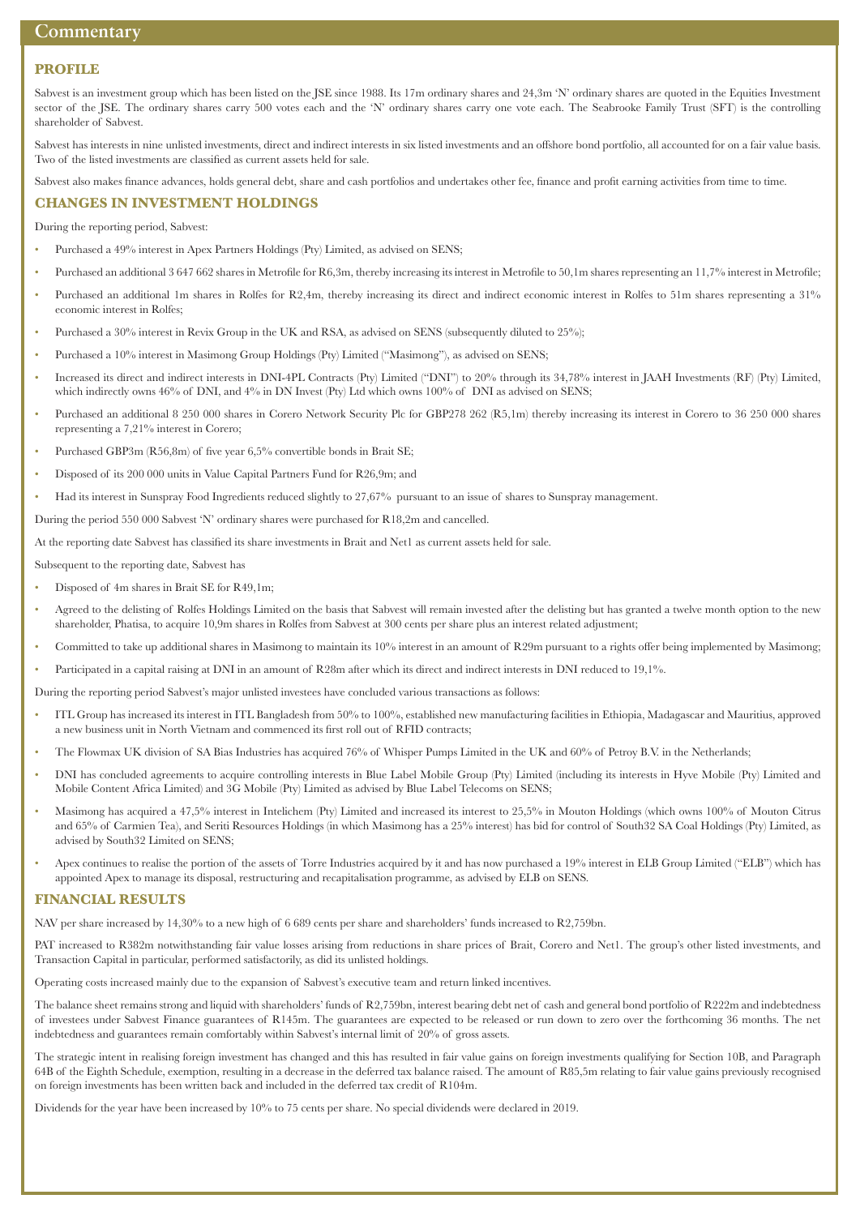# Commentary

## PROFILE

Sabvest is an investment group which has been listed on the JSE since 1988. Its 17m ordinary shares and 24,3m 'N' ordinary shares are quoted in the Equities Investment sector of the JSE. The ordinary shares carry 500 votes each and the 'N' ordinary shares carry one vote each. The Seabrooke Family Trust (SFT) is the controlling shareholder of Sabvest.

Sabvest has interests in nine unlisted investments, direct and indirect interests in six listed investments and an offshore bond portfolio, all accounted for on a fair value basis. Two of the listed investments are classified as current assets held for sale.

Sabvest also makes finance advances, holds general debt, share and cash portfolios and undertakes other fee, finance and profit earning activities from time to time.

## CHANGES IN INVESTMENT HOLDINGS

During the reporting period, Sabvest:

- Purchased a 49% interest in Apex Partners Holdings (Pty) Limited, as advised on SENS;
- Purchased an additional 3 647 662 shares in Metrofile for R6,3m, thereby increasing its interest in Metrofile to 50,1m shares representing an 11,7% interest in Metrofile;
- Purchased an additional 1m shares in Rolfes for R2,4m, thereby increasing its direct and indirect economic interest in Rolfes to 51m shares representing a 31% economic interest in Rolfes;
- Purchased a 30% interest in Revix Group in the UK and RSA, as advised on SENS (subsequently diluted to 25%);
- Purchased a 10% interest in Masimong Group Holdings (Pty) Limited ("Masimong"), as advised on SENS;
- Increased its direct and indirect interests in DNI-4PL Contracts (Pty) Limited ("DNI") to 20% through its 34,78% interest in JAAH Investments (RF) (Pty) Limited, which indirectly owns 46% of DNI, and 4% in DN Invest (Pty) Ltd which owns 100% of DNI as advised on SENS;
- Purchased an additional 8 250 000 shares in Corero Network Security Plc for GBP278 262 (R5,1m) thereby increasing its interest in Corero to 36 250 000 shares representing a 7,21% interest in Corero;
- Purchased GBP3m (R56,8m) of five year 6,5% convertible bonds in Brait SE;
- Disposed of its 200 000 units in Value Capital Partners Fund for R26,9m; and
- Had its interest in Sunspray Food Ingredients reduced slightly to 27,67% pursuant to an issue of shares to Sunspray management.

During the period 550 000 Sabvest 'N' ordinary shares were purchased for R18,2m and cancelled.

At the reporting date Sabvest has classified its share investments in Brait and Net1 as current assets held for sale.

Subsequent to the reporting date, Sabvest has

- Disposed of 4m shares in Brait SE for R49,1m;
- Agreed to the delisting of Rolfes Holdings Limited on the basis that Sabvest will remain invested after the delisting but has granted a twelve month option to the new shareholder, Phatisa, to acquire 10,9m shares in Rolfes from Sabvest at 300 cents per share plus an interest related adjustment;
- Committed to take up additional shares in Masimong to maintain its 10% interest in an amount of R29m pursuant to a rights offer being implemented by Masimong;
- Participated in a capital raising at DNI in an amount of R28m after which its direct and indirect interests in DNI reduced to 19,1%.

During the reporting period Sabvest's major unlisted investees have concluded various transactions as follows:

- ITL Group has increased its interest in ITL Bangladesh from 50% to 100%, established new manufacturing facilities in Ethiopia, Madagascar and Mauritius, approved a new business unit in North Vietnam and commenced its first roll out of RFID contracts;
- The Flowmax UK division of SA Bias Industries has acquired 76% of Whisper Pumps Limited in the UK and 60% of Petroy B.V. in the Netherlands;
- DNI has concluded agreements to acquire controlling interests in Blue Label Mobile Group (Pty) Limited (including its interests in Hyve Mobile (Pty) Limited and Mobile Content Africa Limited) and 3G Mobile (Pty) Limited as advised by Blue Label Telecoms on SENS;
- Masimong has acquired a 47,5% interest in Intelichem (Pty) Limited and increased its interest to 25,5% in Mouton Holdings (which owns 100% of Mouton Citrus and 65% of Carmien Tea), and Seriti Resources Holdings (in which Masimong has a 25% interest) has bid for control of South32 SA Coal Holdings (Pty) Limited, as advised by South32 Limited on SENS;
- Apex continues to realise the portion of the assets of Torre Industries acquired by it and has now purchased a 19% interest in ELB Group Limited ("ELB") which has appointed Apex to manage its disposal, restructuring and recapitalisation programme, as advised by ELB on SENS.

## FINANCIAL RESULTS

NAV per share increased by 14,30% to a new high of 6 689 cents per share and shareholders' funds increased to R2,759bn.

PAT increased to R382m notwithstanding fair value losses arising from reductions in share prices of Brait, Corero and Net1. The group's other listed investments, and Transaction Capital in particular, performed satisfactorily, as did its unlisted holdings.

Operating costs increased mainly due to the expansion of Sabvest's executive team and return linked incentives.

The balance sheet remains strong and liquid with shareholders' funds of R2,759bn, interest bearing debt net of cash and general bond portfolio of R222m and indebtedness of investees under Sabvest Finance guarantees of R145m. The guarantees are expected to be released or run down to zero over the forthcoming 36 months. The net indebtedness and guarantees remain comfortably within Sabvest's internal limit of 20% of gross assets.

The strategic intent in realising foreign investment has changed and this has resulted in fair value gains on foreign investments qualifying for Section 10B, and Paragraph 64B of the Eighth Schedule, exemption, resulting in a decrease in the deferred tax balance raised. The amount of R85,5m relating to fair value gains previously recognised on foreign investments has been written back and included in the deferred tax credit of R104m.

Dividends for the year have been increased by 10% to 75 cents per share. No special dividends were declared in 2019.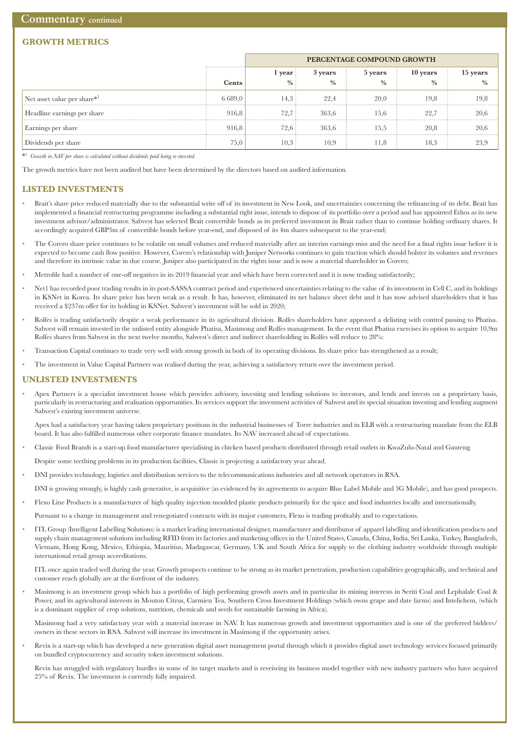## Commentary continued

### GROWTH METRICS

| | | PERCENTAGE COMPOUND GROWTH | | | | |
|---|---|---|---|---|---|---|
| | Cents | 1 year % | 3 years % | 5 years % | 10 years % | 15 years % |
| Net asset value per share*[1] | 6 689,0 | 14,3 | 22,4 | 20,0 | 19,8 | 19,8 |
| Headline earnings per share | 916,8 | 72,7 | 363,6 | 15,6 | 22,7 | 20,6 |
| Earnings per share | 916,8 | 72,6 | 363,6 | 15,5 | 20,8 | 20,6 |
| Dividends per share | 75,0 | 10,3 | 10,9 | 11,8 | 18,3 | 23,9 |

*[1] *Growth in NAV per share is calculated without dividends paid being re-invested.*

The growth metrics have not been audited but have been determined by the directors based on audited information.

### LISTED INVESTMENTS

- Brait's share price reduced materially due to the substantial write off of its investment in New Look, and uncertainties concerning the refinancing of its debt. Brait has implemented a financial restructuring programme including a substantial right issue, intends to dispose of its portfolio over a period and has appointed Ethos as its new investment advisor/administrator. Sabvest has selected Brait convertible bonds as its preferred investment in Brait rather than to continue holding ordinary shares. It accordingly acquired GBP3m of convertible bonds before year-end, and disposed of its 4m shares subsequent to the year-end;
- The Corero share price continues to be volatile on small volumes and reduced materially after an interim earnings miss and the need for a final rights issue before it is expected to become cash flow positive. However, Corero's relationship with Juniper Networks continues to gain traction which should bolster its volumes and revenues and therefore its intrinsic value in due course. Juniper also participated in the rights issue and is now a material shareholder in Corero;
- Metrofile had a number of one-off negatives in its 2019 financial year and which have been corrected and it is now trading satisfactorily;
- Net1 has recorded poor trading results in its post-SASSA contract period and experienced uncertainties relating to the value of its investment in Cell C, and its holdings in KSNet in Korea. Its share price has been weak as a result. It has, however, eliminated its net balance sheet debt and it has now advised shareholders that it has received a $237m offer for its holding in KSNet. Sabvest's investment will be sold in 2020;
- Rolfes is trading satisfactorily despite a weak performance in its agricultural division. Rolfes shareholders have approved a delisting with control passing to Phatisa. Sabvest will remain invested in the unlisted entity alongside Phatisa, Masimong and Rolfes management. In the event that Phatisa exercises its option to acquire 10,9m Rolfes shares from Sabvest in the next twelve months, Sabvest's direct and indirect shareholding in Rolfes will reduce to 28%:
- Transaction Capital continues to trade very well with strong growth in both of its operating divisions. Its share price has strengthened as a result;
- The investment in Value Capital Partners was realised during the year, achieving a satisfactory return over the investment period.

### UNLISTED INVESTMENTS

- Apex Partners is a specialist investment house which provides advisory, investing and lending solutions to investors, and lends and invests on a proprietary basis, particularly in restructuring and realisation opportunities. Its services support the investment activities of Sabvest and its special situation investing and lending augment Sabvest's existing investment universe.

  Apex had a satisfactory year having taken proprietary positions in the industrial businesses of Torre industries and in ELB with a restructuring mandate from the ELB board. It has also fulfilled numerous other corporate finance mandates. Its NAV increased ahead of expectations.

- Classic Food Brands is a start-up food manufacturer specialising in chicken based products distributed through retail outlets in KwaZulu-Natal and Gauteng.

  Despite some teething problems in its production facilities, Classic is projecting a satisfactory year ahead.

- DNI provides technology, logistics and distribution services to the telecommunications industries and all network operators in RSA.

  DNI is growing strongly, is highly cash generative, is acquisitive (as evidenced by its agreements to acquire Blue Label Mobile and 3G Mobile), and has good prospects.

- Flexo Line Products is a manufacturer of high quality injection moulded plastic products primarily for the spice and food industries locally and internationally.

  Pursuant to a change in management and renegotiated contracts with its major customers, Flexo is trading profitably and to expectations.

- ITL Group (Intelligent Labelling Solutions) is a market leading international designer, manufacturer and distributor of apparel labelling and identification products and supply chain management solutions including RFID from its factories and marketing offices in the United States, Canada, China, India, Sri Lanka, Turkey, Bangladesh, Vietnam, Hong Kong, Mexico, Ethiopia, Mauritius, Madagascar, Germany, UK and South Africa for supply to the clothing industry worldwide through multiple international retail group accreditations.

  ITL once again traded well during the year. Growth prospects continue to be strong as its market penetration, production capabilities geographically, and technical and customer reach globally are at the forefront of the industry.

- Masimong is an investment group which has a portfolio of high performing growth assets and in particular its mining interests in Seriti Coal and Lephalale Coal & Power, and its agricultural interests in Mouton Citrus, Carmien Tea, Southern Cross Investment Holdings (which owns grape and date farms) and Intelichem, (which is a dominant supplier of crop solutions, nutrition, chemicals and seeds for sustainable farming in Africa).

  Masimong had a very satisfactory year with a material increase in NAV. It has numerous growth and investment opportunities and is one of the preferred bidders/owners in these sectors in RSA. Sabvest will increase its investment in Masimong if the opportunity arises.

- Revix is a start-up which has developed a new generation digital asset management portal through which it provides digital asset technology services focused primarily on bundled cryptocurrency and security token investment solutions.

  Revix has struggled with regulatory hurdles in some of its target markets and is reveiwing its business model together with new industry partners who have acquired 25% of Revix. The investment is currently fully impaired.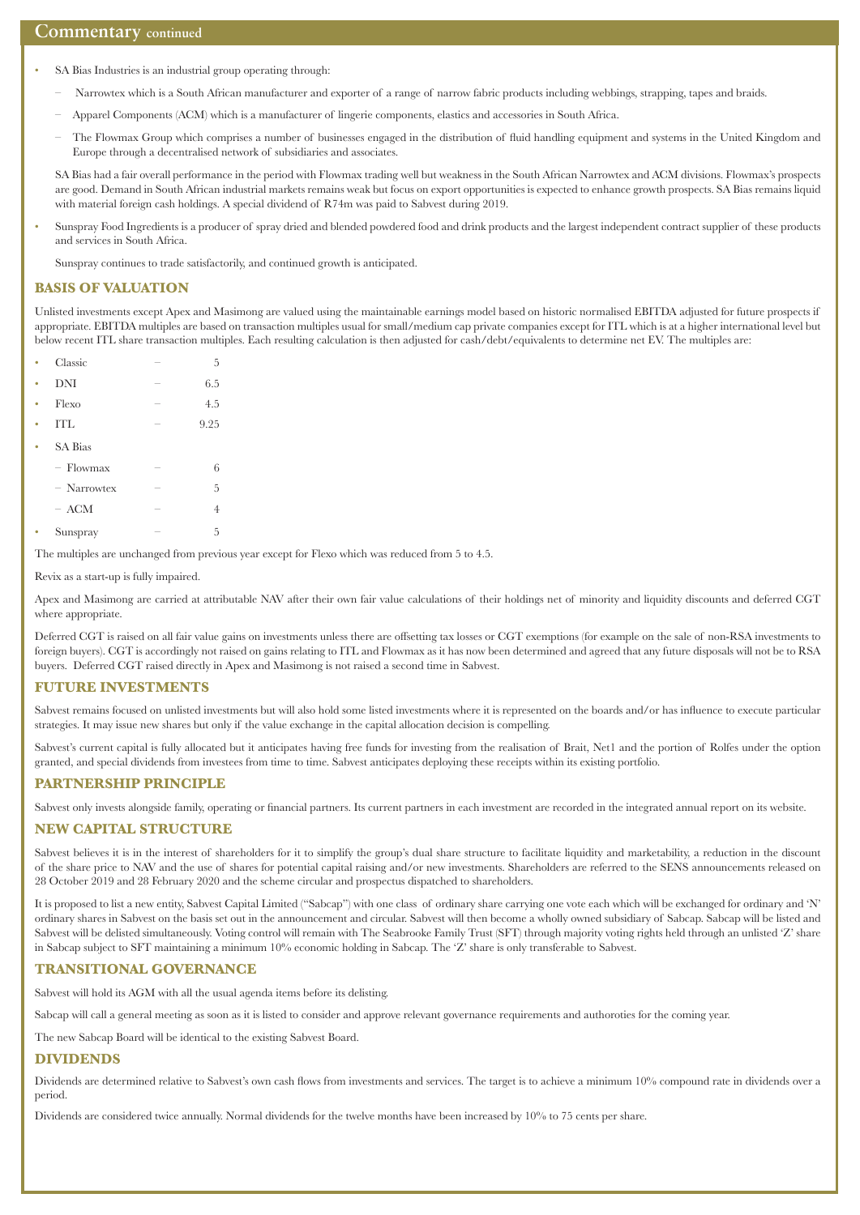## Commentary continued

- SA Bias Industries is an industrial group operating through:
  - Narrowtex which is a South African manufacturer and exporter of a range of narrow fabric products including webbings, strapping, tapes and braids.
  - Apparel Components (ACM) which is a manufacturer of lingerie components, elastics and accessories in South Africa.
  - The Flowmax Group which comprises a number of businesses engaged in the distribution of fluid handling equipment and systems in the United Kingdom and Europe through a decentralised network of subsidiaries and associates.

  SA Bias had a fair overall performance in the period with Flowmax trading well but weakness in the South African Narrowtex and ACM divisions. Flowmax's prospects are good. Demand in South African industrial markets remains weak but focus on export opportunities is expected to enhance growth prospects. SA Bias remains liquid with material foreign cash holdings. A special dividend of R74m was paid to Sabvest during 2019.

- Sunspray Food Ingredients is a producer of spray dried and blended powdered food and drink products and the largest independent contract supplier of these products and services in South Africa.

  Sunspray continues to trade satisfactorily, and continued growth is anticipated.

### BASIS OF VALUATION

Unlisted investments except Apex and Masimong are valued using the maintainable earnings model based on historic normalised EBITDA adjusted for future prospects if appropriate. EBITDA multiples are based on transaction multiples usual for small/medium cap private companies except for ITL which is at a higher international level but below recent ITL share transaction multiples. Each resulting calculation is then adjusted for cash/debt/equivalents to determine net EV. The multiples are:

- Classic – 5
- DNI – 6.5
- Flexo – 4.5
- ITL – 9.25
- SA Bias
  - Flowmax – 6
  - Narrowtex – 5
  - ACM – 4
- Sunspray – 5

The multiples are unchanged from previous year except for Flexo which was reduced from 5 to 4.5.

Revix as a start-up is fully impaired.

Apex and Masimong are carried at attributable NAV after their own fair value calculations of their holdings net of minority and liquidity discounts and deferred CGT where appropriate.

Deferred CGT is raised on all fair value gains on investments unless there are offsetting tax losses or CGT exemptions (for example on the sale of non-RSA investments to foreign buyers). CGT is accordingly not raised on gains relating to ITL and Flowmax as it has now been determined and agreed that any future disposals will not be to RSA buyers. Deferred CGT raised directly in Apex and Masimong is not raised a second time in Sabvest.

### FUTURE INVESTMENTS

Sabvest remains focused on unlisted investments but will also hold some listed investments where it is represented on the boards and/or has influence to execute particular strategies. It may issue new shares but only if the value exchange in the capital allocation decision is compelling.

Sabvest's current capital is fully allocated but it anticipates having free funds for investing from the realisation of Brait, Net1 and the portion of Rolfes under the option granted, and special dividends from investees from time to time. Sabvest anticipates deploying these receipts within its existing portfolio.

### PARTNERSHIP PRINCIPLE

Sabvest only invests alongside family, operating or financial partners. Its current partners in each investment are recorded in the integrated annual report on its website.

### NEW CAPITAL STRUCTURE

Sabvest believes it is in the interest of shareholders for it to simplify the group's dual share structure to facilitate liquidity and marketability, a reduction in the discount of the share price to NAV and the use of shares for potential capital raising and/or new investments. Shareholders are referred to the SENS announcements released on 28 October 2019 and 28 February 2020 and the scheme circular and prospectus dispatched to shareholders.

It is proposed to list a new entity, Sabvest Capital Limited ("Sabcap") with one class of ordinary share carrying one vote each which will be exchanged for ordinary and 'N' ordinary shares in Sabvest on the basis set out in the announcement and circular. Sabvest will then become a wholly owned subsidiary of Sabcap. Sabcap will be listed and Sabvest will be delisted simultaneously. Voting control will remain with The Seabrooke Family Trust (SFT) through majority voting rights held through an unlisted 'Z' share in Sabcap subject to SFT maintaining a minimum 10% economic holding in Sabcap. The 'Z' share is only transferable to Sabvest.

### TRANSITIONAL GOVERNANCE

Sabvest will hold its AGM with all the usual agenda items before its delisting.

Sabcap will call a general meeting as soon as it is listed to consider and approve relevant governance requirements and authoroties for the coming year.

The new Sabcap Board will be identical to the existing Sabvest Board.

### DIVIDENDS

Dividends are determined relative to Sabvest's own cash flows from investments and services. The target is to achieve a minimum 10% compound rate in dividends over a period.

Dividends are considered twice annually. Normal dividends for the twelve months have been increased by 10% to 75 cents per share.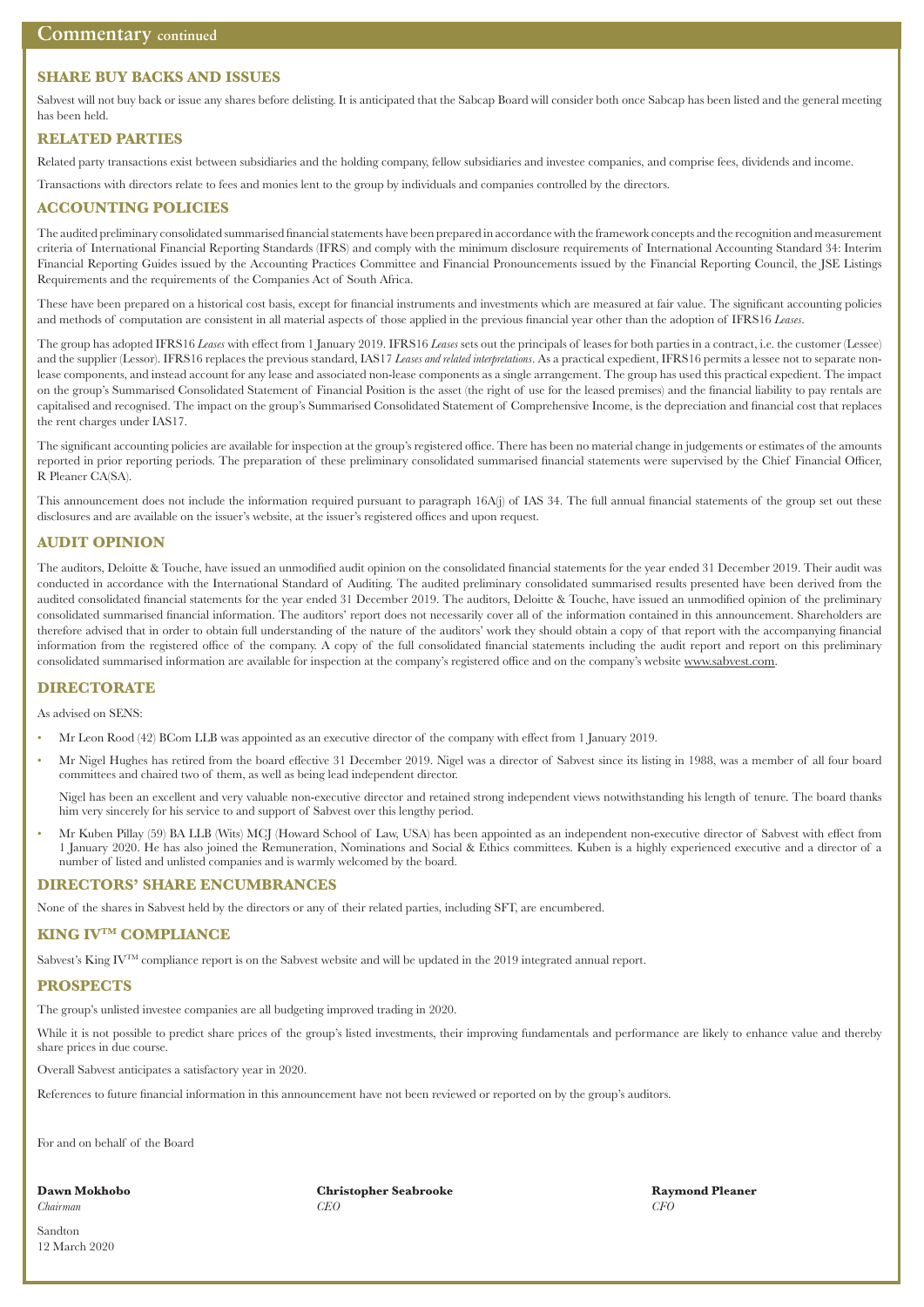# Commentary continued

## SHARE BUY BACKS AND ISSUES

Sabvest will not buy back or issue any shares before delisting. It is anticipated that the Sabcap Board will consider both once Sabcap has been listed and the general meeting has been held.

## RELATED PARTIES

Related party transactions exist between subsidiaries and the holding company, fellow subsidiaries and investee companies, and comprise fees, dividends and income.

Transactions with directors relate to fees and monies lent to the group by individuals and companies controlled by the directors.

## ACCOUNTING POLICIES

The audited preliminary consolidated summarised financial statements have been prepared in accordance with the framework concepts and the recognition and measurement criteria of International Financial Reporting Standards (IFRS) and comply with the minimum disclosure requirements of International Accounting Standard 34: Interim Financial Reporting Guides issued by the Accounting Practices Committee and Financial Pronouncements issued by the Financial Reporting Council, the JSE Listings Requirements and the requirements of the Companies Act of South Africa.

These have been prepared on a historical cost basis, except for financial instruments and investments which are measured at fair value. The significant accounting policies and methods of computation are consistent in all material aspects of those applied in the previous financial year other than the adoption of IFRS16 *Leases*.

The group has adopted IFRS16 *Leases* with effect from 1 January 2019. IFRS16 *Leases* sets out the principals of leases for both parties in a contract, i.e. the customer (Lessee) and the supplier (Lessor). IFRS16 replaces the previous standard, IAS17 *Leases and related interpretations*. As a practical expedient, IFRS16 permits a lessee not to separate non-lease components, and instead account for any lease and associated non-lease components as a single arrangement. The group has used this practical expedient. The impact on the group's Summarised Consolidated Statement of Financial Position is the asset (the right of use for the leased premises) and the financial liability to pay rentals are capitalised and recognised. The impact on the group's Summarised Consolidated Statement of Comprehensive Income, is the depreciation and financial cost that replaces the rent charges under IAS17.

The significant accounting policies are available for inspection at the group's registered office. There has been no material change in judgements or estimates of the amounts reported in prior reporting periods. The preparation of these preliminary consolidated summarised financial statements were supervised by the Chief Financial Officer, R Pleaner CA(SA).

This announcement does not include the information required pursuant to paragraph 16A(j) of IAS 34. The full annual financial statements of the group set out these disclosures and are available on the issuer's website, at the issuer's registered offices and upon request.

## AUDIT OPINION

The auditors, Deloitte & Touche, have issued an unmodified audit opinion on the consolidated financial statements for the year ended 31 December 2019. Their audit was conducted in accordance with the International Standard of Auditing. The audited preliminary consolidated summarised results presented have been derived from the audited consolidated financial statements for the year ended 31 December 2019. The auditors, Deloitte & Touche, have issued an unmodified opinion of the preliminary consolidated summarised financial information. The auditors' report does not necessarily cover all of the information contained in this announcement. Shareholders are therefore advised that in order to obtain full understanding of the nature of the auditors' work they should obtain a copy of that report with the accompanying financial information from the registered office of the company. A copy of the full consolidated financial statements including the audit report and report on this preliminary consolidated summarised information are available for inspection at the company's registered office and on the company's website www.sabvest.com.

## DIRECTORATE

As advised on SENS:

- Mr Leon Rood (42) BCom LLB was appointed as an executive director of the company with effect from 1 January 2019.
- Mr Nigel Hughes has retired from the board effective 31 December 2019. Nigel was a director of Sabvest since its listing in 1988, was a member of all four board committees and chaired two of them, as well as being lead independent director.

  Nigel has been an excellent and very valuable non-executive director and retained strong independent views notwithstanding his length of tenure. The board thanks him very sincerely for his service to and support of Sabvest over this lengthy period.
- Mr Kuben Pillay (59) BA LLB (Wits) MCJ (Howard School of Law, USA) has been appointed as an independent non-executive director of Sabvest with effect from 1 January 2020. He has also joined the Remuneration, Nominations and Social & Ethics committees. Kuben is a highly experienced executive and a director of a number of listed and unlisted companies and is warmly welcomed by the board.

## DIRECTORS' SHARE ENCUMBRANCES

None of the shares in Sabvest held by the directors or any of their related parties, including SFT, are encumbered.

## KING IV™ COMPLIANCE

Sabvest's King IV™ compliance report is on the Sabvest website and will be updated in the 2019 integrated annual report.

## PROSPECTS

The group's unlisted investee companies are all budgeting improved trading in 2020.

While it is not possible to predict share prices of the group's listed investments, their improving fundamentals and performance are likely to enhance value and thereby share prices in due course.

Overall Sabvest anticipates a satisfactory year in 2020.

References to future financial information in this announcement have not been reviewed or reported on by the group's auditors.

For and on behalf of the Board

**Dawn Mokhobo**
*Chairman*

**Christopher Seabrooke**
*CEO*

**Raymond Pleaner**
*CFO*

Sandton
12 March 2020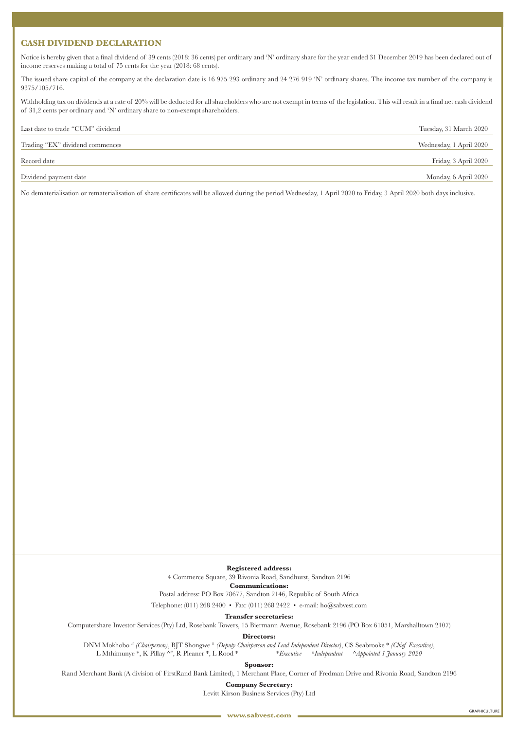## CASH DIVIDEND DECLARATION

Notice is hereby given that a final dividend of 39 cents (2018: 36 cents) per ordinary and 'N' ordinary share for the year ended 31 December 2019 has been declared out of income reserves making a total of 75 cents for the year (2018: 68 cents).

The issued share capital of the company at the declaration date is 16 975 293 ordinary and 24 276 919 'N' ordinary shares. The income tax number of the company is 9375/105/716.

Withholding tax on dividends at a rate of 20% will be deducted for all shareholders who are not exempt in terms of the legislation. This will result in a final net cash dividend of 31,2 cents per ordinary and 'N' ordinary share to non-exempt shareholders.

| | |
|---|---|
| Last date to trade "CUM" dividend | Tuesday, 31 March 2020 |
| Trading "EX" dividend commences | Wednesday, 1 April 2020 |
| Record date | Friday, 3 April 2020 |
| Dividend payment date | Monday, 6 April 2020 |

No dematerialisation or rematerialisation of share certificates will be allowed during the period Wednesday, 1 April 2020 to Friday, 3 April 2020 both days inclusive.

**Registered address:**
4 Commerce Square, 39 Rivonia Road, Sandhurst, Sandton 2196

**Communications:**
Postal address: PO Box 78677, Sandton 2146, Republic of South Africa

Telephone: (011) 268 2400 • Fax: (011) 268 2422 • e-mail: ho@sabvest.com

**Transfer secretaries:**
Computershare Investor Services (Pty) Ltd, Rosebank Towers, 15 Biermann Avenue, Rosebank 2196 (PO Box 61051, Marshalltown 2107)

**Directors:**
DNM Mokhobo # *(Chairperson)*, BJT Shongwe # *(Deputy Chairperson and Lead Independent Director)*, CS Seabrooke * *(Chief Executive)*,
L Mthimunye *, K Pillay ^#, R Pleaner *, L Rood * *\*Executive #Independent ^Appointed 1 January 2020*

**Sponsor:**
Rand Merchant Bank (A division of FirstRand Bank Limited), 1 Merchant Place, Corner of Fredman Drive and Rivonia Road, Sandton 2196

**Company Secretary:**
Levitt Kirson Business Services (Pty) Ltd

www.sabvest.com

GRAPHICULTURE